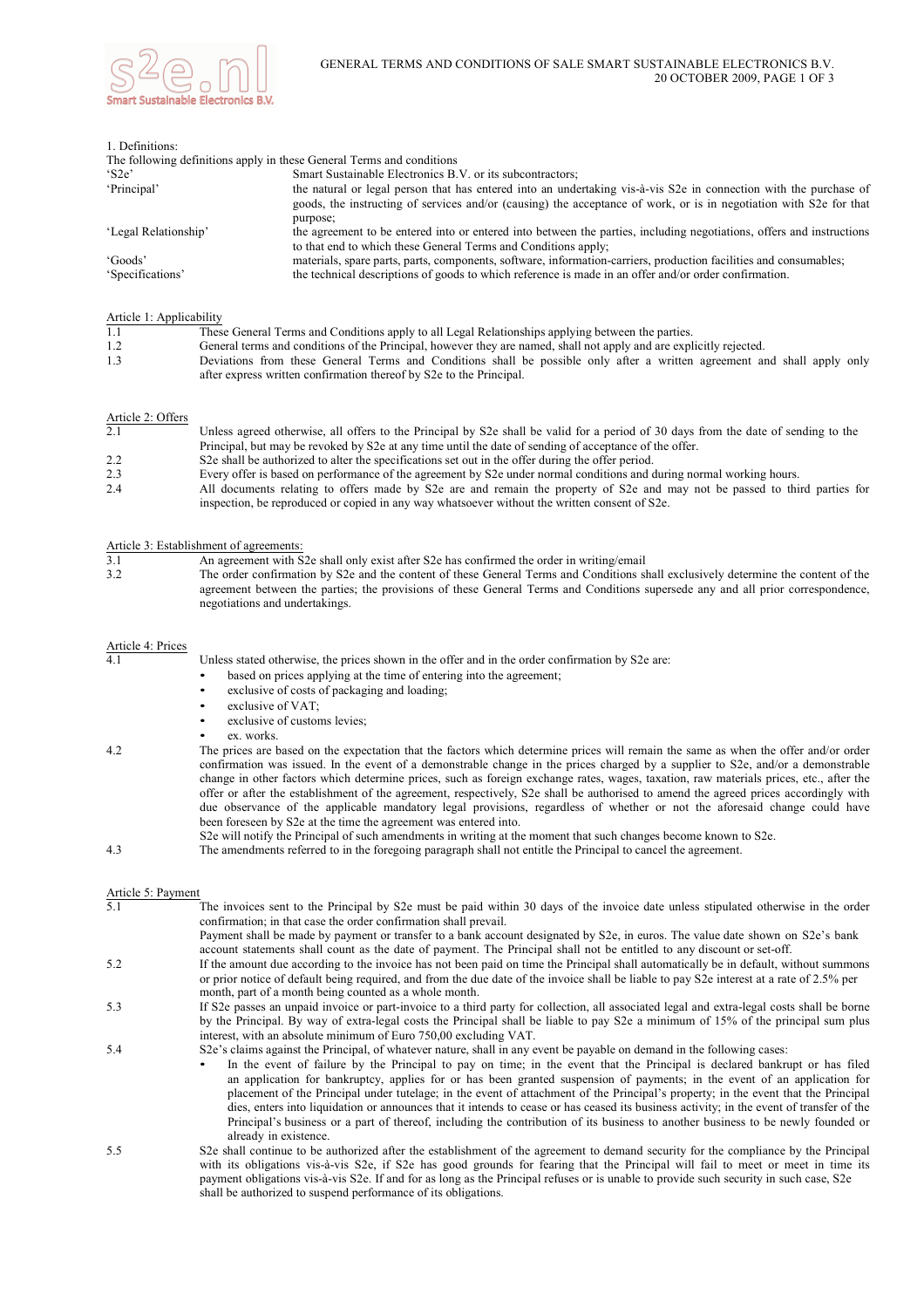# GENERAL TERMS AND CONDITIONS OF SALE SMART SUSTAINABLE ELECTRONICS B.V.

20 OCTOBER 2009

## 1. Definitions:

The following definitions apply in these General Terms and conditions

| | |
|---|---|
| 'S2e' | Smart Sustainable Electronics B.V. or its subcontractors; |
| 'Principal' | the natural or legal person that has entered into an undertaking vis-à-vis S2e in connection with the purchase of goods, the instructing of services and/or (causing) the acceptance of work, or is in negotiation with S2e for that purpose; |
| 'Legal Relationship' | the agreement to be entered into or entered into between the parties, including negotiations, offers and instructions to that end to which these General Terms and Conditions apply; |
| 'Goods' | materials, spare parts, parts, components, software, information-carriers, production facilities and consumables; |
| 'Specifications' | the technical descriptions of goods to which reference is made in an offer and/or order confirmation. |

## Article 1: Applicability

1.1 These General Terms and Conditions apply to all Legal Relationships applying between the parties.

1.2 General terms and conditions of the Principal, however they are named, shall not apply and are explicitly rejected.

1.3 Deviations from these General Terms and Conditions shall be possible only after a written agreement and shall apply only after express written confirmation thereof by S2e to the Principal.

## Article 2: Offers

2.1 Unless agreed otherwise, all offers to the Principal by S2e shall be valid for a period of 30 days from the date of sending to the Principal, but may be revoked by S2e at any time until the date of sending of acceptance of the offer.

2.2 S2e shall be authorized to alter the specifications set out in the offer during the offer period.

2.3 Every offer is based on performance of the agreement by S2e under normal conditions and during normal working hours.

2.4 All documents relating to offers made by S2e are and remain the property of S2e and may not be passed to third parties for inspection, be reproduced or copied in any way whatsoever without the written consent of S2e.

## Article 3: Establishment of agreements:

3.1 An agreement with S2e shall only exist after S2e has confirmed the order in writing/email

3.2 The order confirmation by S2e and the content of these General Terms and Conditions shall exclusively determine the content of the agreement between the parties; the provisions of these General Terms and Conditions supersede any and all prior correspondence, negotiations and undertakings.

## Article 4: Prices

4.1 Unless stated otherwise, the prices shown in the offer and in the order confirmation by S2e are:

- based on prices applying at the time of entering into the agreement;
- exclusive of costs of packaging and loading;
- exclusive of VAT;
- exclusive of customs levies;
- ex. works.

4.2 The prices are based on the expectation that the factors which determine prices will remain the same as when the offer and/or order confirmation was issued. In the event of a demonstrable change in the prices charged by a supplier to S2e, and/or a demonstrable change in other factors which determine prices, such as foreign exchange rates, wages, taxation, raw materials prices, etc., after the offer or after the establishment of the agreement, respectively, S2e shall be authorised to amend the agreed prices accordingly with due observance of the applicable mandatory legal provisions, regardless of whether or not the aforesaid change could have been foreseen by S2e at the time the agreement was entered into.

S2e will notify the Principal of such amendments in writing at the moment that such changes become known to S2e.

4.3 The amendments referred to in the foregoing paragraph shall not entitle the Principal to cancel the agreement.

## Article 5: Payment

5.1 The invoices sent to the Principal by S2e must be paid within 30 days of the invoice date unless stipulated otherwise in the order confirmation; in that case the order confirmation shall prevail.

Payment shall be made by payment or transfer to a bank account designated by S2e, in euros. The value date shown on S2e's bank account statements shall count as the date of payment. The Principal shall not be entitled to any discount or set-off.

5.2 If the amount due according to the invoice has not been paid on time the Principal shall automatically be in default, without summons or prior notice of default being required, and from the due date of the invoice shall be liable to pay S2e interest at a rate of 2.5% per month, part of a month being counted as a whole month.

5.3 If S2e passes an unpaid invoice or part-invoice to a third party for collection, all associated legal and extra-legal costs shall be borne by the Principal. By way of extra-legal costs the Principal shall be liable to pay S2e a minimum of 15% of the principal sum plus interest, with an absolute minimum of Euro 750,00 excluding VAT.

5.4 S2e's claims against the Principal, of whatever nature, shall in any event be payable on demand in the following cases:

- In the event of failure by the Principal to pay on time; in the event that the Principal is declared bankrupt or has filed an application for bankruptcy, applies for or has been granted suspension of payments; in the event of an application for placement of the Principal under tutelage; in the event of attachment of the Principal's property; in the event that the Principal dies, enters into liquidation or announces that it intends to cease or has ceased its business activity; in the event of transfer of the Principal's business or a part of thereof, including the contribution of its business to another business to be newly founded or already in existence.

5.5 S2e shall continue to be authorized after the establishment of the agreement to demand security for the compliance by the Principal with its obligations vis-à-vis S2e, if S2e has good grounds for fearing that the Principal will fail to meet or meet in time its payment obligations vis-à-vis S2e. If and for as long as the Principal refuses or is unable to provide such security in such case, S2e shall be authorized to suspend performance of its obligations.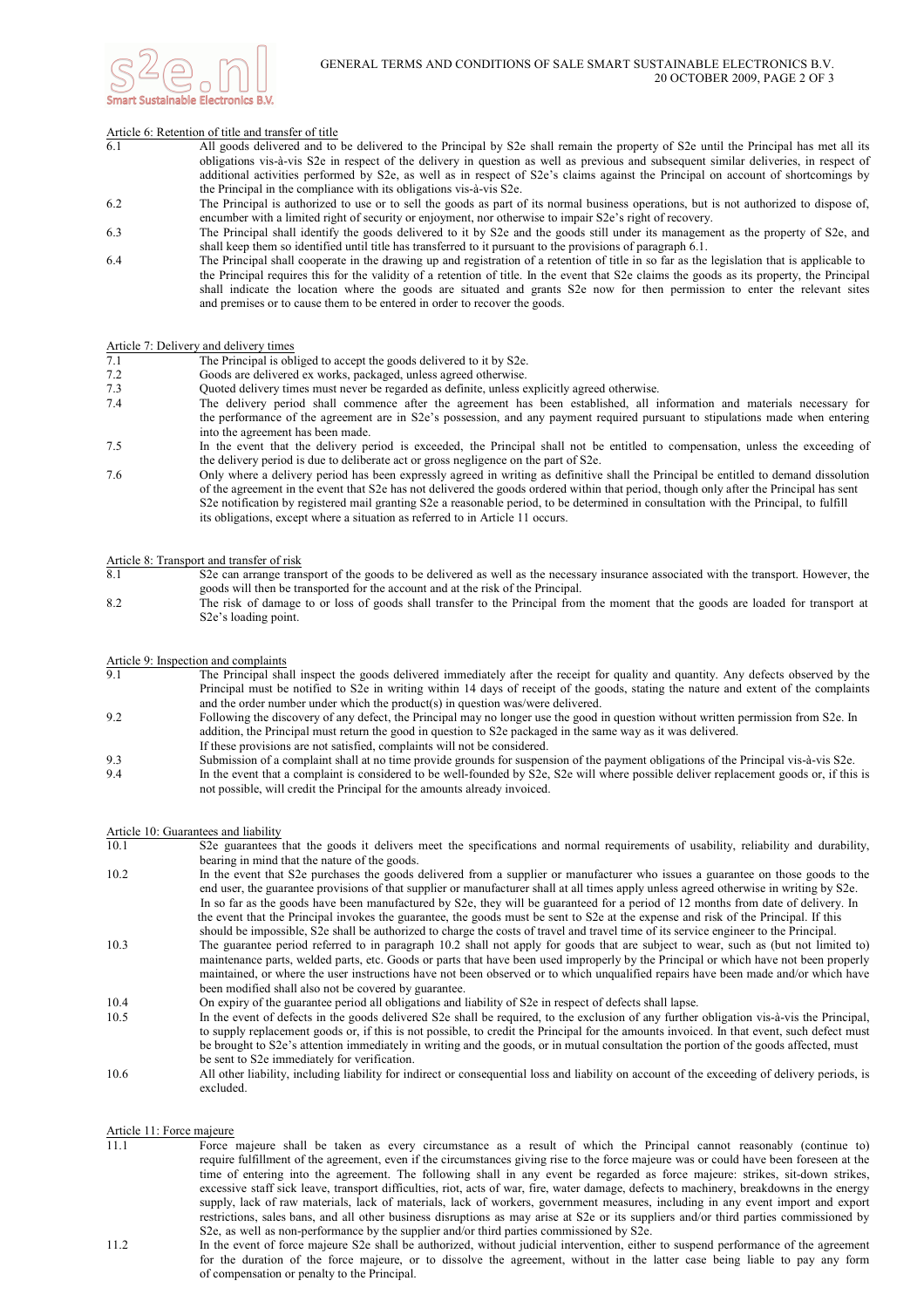Article 6: Retention of title and transfer of title

6.1 All goods delivered and to be delivered to the Principal by S2e shall remain the property of S2e until the Principal has met all its obligations vis-à-vis S2e in respect of the delivery in question as well as previous and subsequent similar deliveries, in respect of additional activities performed by S2e, as well as in respect of S2e's claims against the Principal on account of shortcomings by the Principal in the compliance with its obligations vis-à-vis S2e.

6.2 The Principal is authorized to use or to sell the goods as part of its normal business operations, but is not authorized to dispose of, encumber with a limited right of security or enjoyment, nor otherwise to impair S2e's right of recovery.

6.3 The Principal shall identify the goods delivered to it by S2e and the goods still under its management as the property of S2e, and shall keep them so identified until title has transferred to it pursuant to the provisions of paragraph 6.1.

6.4 The Principal shall cooperate in the drawing up and registration of a retention of title in so far as the legislation that is applicable to the Principal requires this for the validity of a retention of title. In the event that S2e claims the goods as its property, the Principal shall indicate the location where the goods are situated and grants S2e now for then permission to enter the relevant sites and premises or to cause them to be entered in order to recover the goods.

Article 7: Delivery and delivery times

7.1 The Principal is obliged to accept the goods delivered to it by S2e.

7.2 Goods are delivered ex works, packaged, unless agreed otherwise.

7.3 Quoted delivery times must never be regarded as definite, unless explicitly agreed otherwise.

7.4 The delivery period shall commence after the agreement has been established, all information and materials necessary for the performance of the agreement are in S2e's possession, and any payment required pursuant to stipulations made when entering into the agreement has been made.

7.5 In the event that the delivery period is exceeded, the Principal shall not be entitled to compensation, unless the exceeding of the delivery period is due to deliberate act or gross negligence on the part of S2e.

7.6 Only where a delivery period has been expressly agreed in writing as definitive shall the Principal be entitled to demand dissolution of the agreement in the event that S2e has not delivered the goods ordered within that period, though only after the Principal has sent S2e notification by registered mail granting S2e a reasonable period, to be determined in consultation with the Principal, to fulfill its obligations, except where a situation as referred to in Article 11 occurs.

Article 8: Transport and transfer of risk

8.1 S2e can arrange transport of the goods to be delivered as well as the necessary insurance associated with the transport. However, the goods will then be transported for the account and at the risk of the Principal.

8.2 The risk of damage to or loss of goods shall transfer to the Principal from the moment that the goods are loaded for transport at S2e's loading point.

Article 9: Inspection and complaints

9.1 The Principal shall inspect the goods delivered immediately after the receipt for quality and quantity. Any defects observed by the Principal must be notified to S2e in writing within 14 days of receipt of the goods, stating the nature and extent of the complaints and the order number under which the product(s) in question was/were delivered.

9.2 Following the discovery of any defect, the Principal may no longer use the good in question without written permission from S2e. In addition, the Principal must return the good in question to S2e packaged in the same way as it was delivered.
If these provisions are not satisfied, complaints will not be considered.

9.3 Submission of a complaint shall at no time provide grounds for suspension of the payment obligations of the Principal vis-à-vis S2e.

9.4 In the event that a complaint is considered to be well-founded by S2e, S2e will where possible deliver replacement goods or, if this is not possible, will credit the Principal for the amounts already invoiced.

Article 10: Guarantees and liability

10.1 S2e guarantees that the goods it delivers meet the specifications and normal requirements of usability, reliability and durability, bearing in mind that the nature of the goods.

10.2 In the event that S2e purchases the goods delivered from a supplier or manufacturer who issues a guarantee on those goods to the end user, the guarantee provisions of that supplier or manufacturer shall at all times apply unless agreed otherwise in writing by S2e.
In so far as the goods have been manufactured by S2e, they will be guaranteed for a period of 12 months from date of delivery. In the event that the Principal invokes the guarantee, the goods must be sent to S2e at the expense and risk of the Principal. If this should be impossible, S2e shall be authorized to charge the costs of travel and travel time of its service engineer to the Principal.

10.3 The guarantee period referred to in paragraph 10.2 shall not apply for goods that are subject to wear, such as (but not limited to) maintenance parts, welded parts, etc. Goods or parts that have been used improperly by the Principal or which have not been properly maintained, or where the user instructions have not been observed or to which unqualified repairs have been made and/or which have been modified shall also not be covered by guarantee.

10.4 On expiry of the guarantee period all obligations and liability of S2e in respect of defects shall lapse.

10.5 In the event of defects in the goods delivered S2e shall be required, to the exclusion of any further obligation vis-à-vis the Principal, to supply replacement goods or, if this is not possible, to credit the Principal for the amounts invoiced. In that event, such defect must be brought to S2e's attention immediately in writing and the goods, or in mutual consultation the portion of the goods affected, must be sent to S2e immediately for verification.

10.6 All other liability, including liability for indirect or consequential loss and liability on account of the exceeding of delivery periods, is excluded.

Article 11: Force majeure

11.1 Force majeure shall be taken as every circumstance as a result of which the Principal cannot reasonably (continue to) require fulfillment of the agreement, even if the circumstances giving rise to the force majeure was or could have been foreseen at the time of entering into the agreement. The following shall in any event be regarded as force majeure: strikes, sit-down strikes, excessive staff sick leave, transport difficulties, riot, acts of war, fire, water damage, defects to machinery, breakdowns in the energy supply, lack of raw materials, lack of materials, lack of workers, government measures, including in any event import and export restrictions, sales bans, and all other business disruptions as may arise at S2e or its suppliers and/or third parties commissioned by S2e, as well as non-performance by the supplier and/or third parties commissioned by S2e.

11.2 In the event of force majeure S2e shall be authorized, without judicial intervention, either to suspend performance of the agreement for the duration of the force majeure, or to dissolve the agreement, without in the latter case being liable to pay any form of compensation or penalty to the Principal.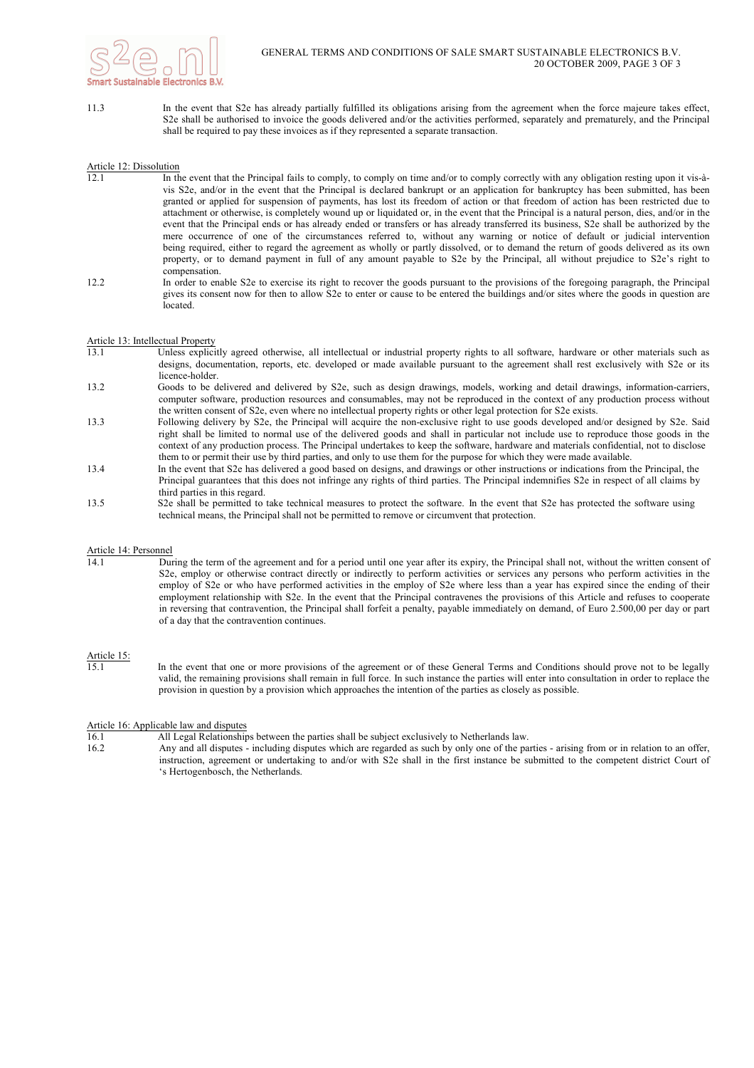11.3 In the event that S2e has already partially fulfilled its obligations arising from the agreement when the force majeure takes effect, S2e shall be authorised to invoice the goods delivered and/or the activities performed, separately and prematurely, and the Principal shall be required to pay these invoices as if they represented a separate transaction.

Article 12: Dissolution

12.1 In the event that the Principal fails to comply, to comply on time and/or to comply correctly with any obligation resting upon it vis-à-vis S2e, and/or in the event that the Principal is declared bankrupt or an application for bankruptcy has been submitted, has been granted or applied for suspension of payments, has lost its freedom of action or that freedom of action has been restricted due to attachment or otherwise, is completely wound up or liquidated or, in the event that the Principal is a natural person, dies, and/or in the event that the Principal ends or has already ended or transfers or has already transferred its business, S2e shall be authorized by the mere occurrence of one of the circumstances referred to, without any warning or notice of default or judicial intervention being required, either to regard the agreement as wholly or partly dissolved, or to demand the return of goods delivered as its own property, or to demand payment in full of any amount payable to S2e by the Principal, all without prejudice to S2e's right to compensation.

12.2 In order to enable S2e to exercise its right to recover the goods pursuant to the provisions of the foregoing paragraph, the Principal gives its consent now for then to allow S2e to enter or cause to be entered the buildings and/or sites where the goods in question are located.

Article 13: Intellectual Property

13.1 Unless explicitly agreed otherwise, all intellectual or industrial property rights to all software, hardware or other materials such as designs, documentation, reports, etc. developed or made available pursuant to the agreement shall rest exclusively with S2e or its licence-holder.

13.2 Goods to be delivered and delivered by S2e, such as design drawings, models, working and detail drawings, information-carriers, computer software, production resources and consumables, may not be reproduced in the context of any production process without the written consent of S2e, even where no intellectual property rights or other legal protection for S2e exists.

13.3 Following delivery by S2e, the Principal will acquire the non-exclusive right to use goods developed and/or designed by S2e. Said right shall be limited to normal use of the delivered goods and shall in particular not include use to reproduce those goods in the context of any production process. The Principal undertakes to keep the software, hardware and materials confidential, not to disclose them to or permit their use by third parties, and only to use them for the purpose for which they were made available.

13.4 In the event that S2e has delivered a good based on designs, and drawings or other instructions or indications from the Principal, the Principal guarantees that this does not infringe any rights of third parties. The Principal indemnifies S2e in respect of all claims by third parties in this regard.

13.5 S2e shall be permitted to take technical measures to protect the software. In the event that S2e has protected the software using technical means, the Principal shall not be permitted to remove or circumvent that protection.

Article 14: Personnel

14.1 During the term of the agreement and for a period until one year after its expiry, the Principal shall not, without the written consent of S2e, employ or otherwise contract directly or indirectly to perform activities or services any persons who perform activities in the employ of S2e or who have performed activities in the employ of S2e where less than a year has expired since the ending of their employment relationship with S2e. In the event that the Principal contravenes the provisions of this Article and refuses to cooperate in reversing that contravention, the Principal shall forfeit a penalty, payable immediately on demand, of Euro 2.500,00 per day or part of a day that the contravention continues.

Article 15:

15.1 In the event that one or more provisions of the agreement or of these General Terms and Conditions should prove not to be legally valid, the remaining provisions shall remain in full force. In such instance the parties will enter into consultation in order to replace the provision in question by a provision which approaches the intention of the parties as closely as possible.

Article 16: Applicable law and disputes

16.1 All Legal Relationships between the parties shall be subject exclusively to Netherlands law.

16.2 Any and all disputes - including disputes which are regarded as such by only one of the parties - arising from or in relation to an offer, instruction, agreement or undertaking to and/or with S2e shall in the first instance be submitted to the competent district Court of 's Hertogenbosch, the Netherlands.